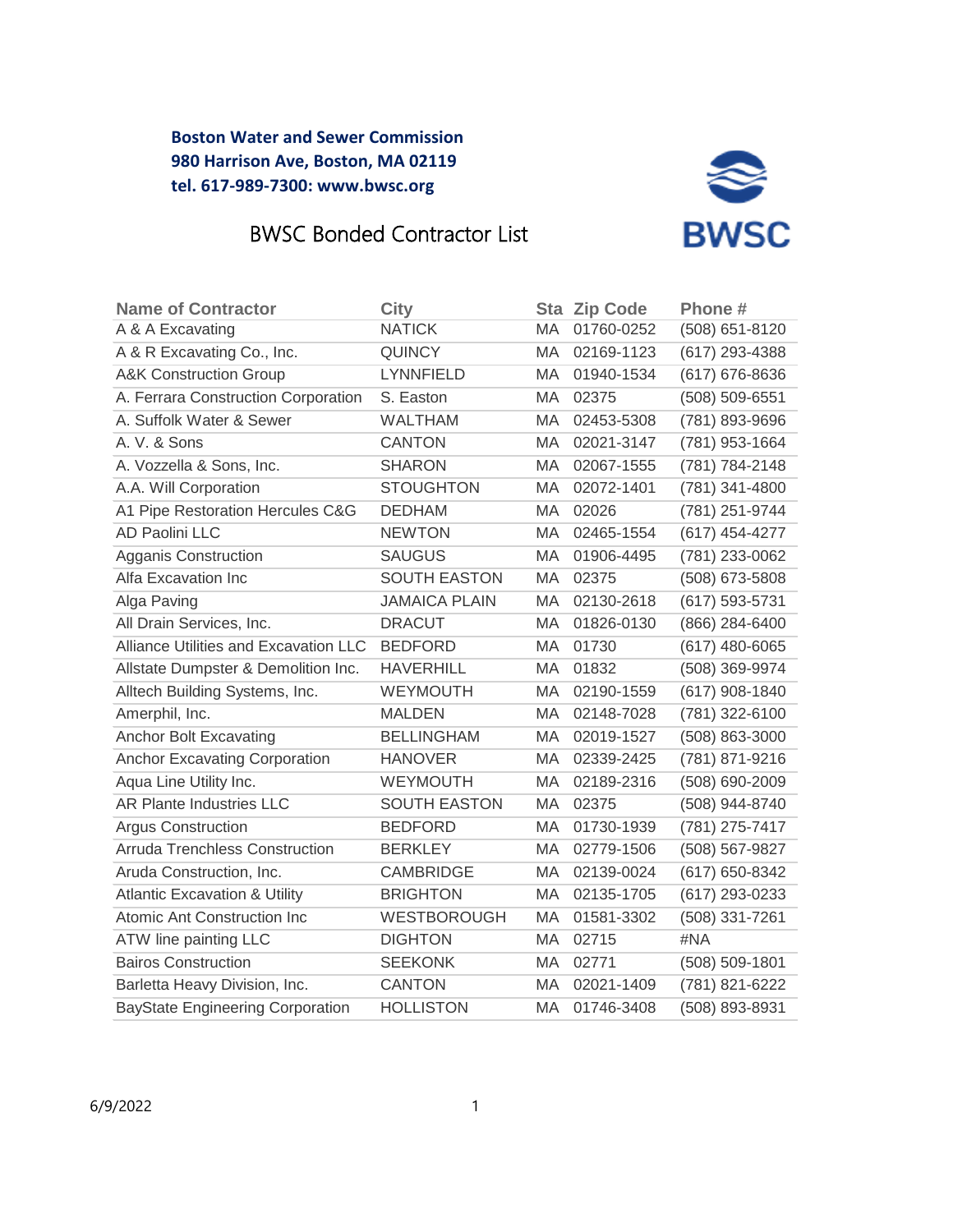**Boston Water and Sewer Commission**
**980 Harrison Ave, Boston, MA 02119**
**tel. 617-989-7300: www.bwsc.org**

# BWSC Bonded Contractor List

| Name of Contractor | City | Sta | Zip Code | Phone # |
|---|---|---|---|---|
| A & A Excavating | NATICK | MA | 01760-0252 | (508) 651-8120 |
| A & R Excavating Co., Inc. | QUINCY | MA | 02169-1123 | (617) 293-4388 |
| A&K Construction Group | LYNNFIELD | MA | 01940-1534 | (617) 676-8636 |
| A. Ferrara Construction Corporation | S. Easton | MA | 02375 | (508) 509-6551 |
| A. Suffolk Water & Sewer | WALTHAM | MA | 02453-5308 | (781) 893-9696 |
| A. V. & Sons | CANTON | MA | 02021-3147 | (781) 953-1664 |
| A. Vozzella & Sons, Inc. | SHARON | MA | 02067-1555 | (781) 784-2148 |
| A.A. Will Corporation | STOUGHTON | MA | 02072-1401 | (781) 341-4800 |
| A1 Pipe Restoration Hercules C&G | DEDHAM | MA | 02026 | (781) 251-9744 |
| AD Paolini LLC | NEWTON | MA | 02465-1554 | (617) 454-4277 |
| Agganis Construction | SAUGUS | MA | 01906-4495 | (781) 233-0062 |
| Alfa Excavation Inc | SOUTH EASTON | MA | 02375 | (508) 673-5808 |
| Alga Paving | JAMAICA PLAIN | MA | 02130-2618 | (617) 593-5731 |
| All Drain Services, Inc. | DRACUT | MA | 01826-0130 | (866) 284-6400 |
| Alliance Utilities and Excavation LLC | BEDFORD | MA | 01730 | (617) 480-6065 |
| Allstate Dumpster & Demolition Inc. | HAVERHILL | MA | 01832 | (508) 369-9974 |
| Alltech Building Systems, Inc. | WEYMOUTH | MA | 02190-1559 | (617) 908-1840 |
| Amerphil, Inc. | MALDEN | MA | 02148-7028 | (781) 322-6100 |
| Anchor Bolt Excavating | BELLINGHAM | MA | 02019-1527 | (508) 863-3000 |
| Anchor Excavating Corporation | HANOVER | MA | 02339-2425 | (781) 871-9216 |
| Aqua Line Utility Inc. | WEYMOUTH | MA | 02189-2316 | (508) 690-2009 |
| AR Plante Industries LLC | SOUTH EASTON | MA | 02375 | (508) 944-8740 |
| Argus Construction | BEDFORD | MA | 01730-1939 | (781) 275-7417 |
| Arruda Trenchless Construction | BERKLEY | MA | 02779-1506 | (508) 567-9827 |
| Aruda Construction, Inc. | CAMBRIDGE | MA | 02139-0024 | (617) 650-8342 |
| Atlantic Excavation & Utility | BRIGHTON | MA | 02135-1705 | (617) 293-0233 |
| Atomic Ant Construction Inc | WESTBOROUGH | MA | 01581-3302 | (508) 331-7261 |
| ATW line painting LLC | DIGHTON | MA | 02715 | #NA |
| Bairos Construction | SEEKONK | MA | 02771 | (508) 509-1801 |
| Barletta Heavy Division, Inc. | CANTON | MA | 02021-1409 | (781) 821-6222 |
| BayState Engineering Corporation | HOLLISTON | MA | 01746-3408 | (508) 893-8931 |

6/9/2022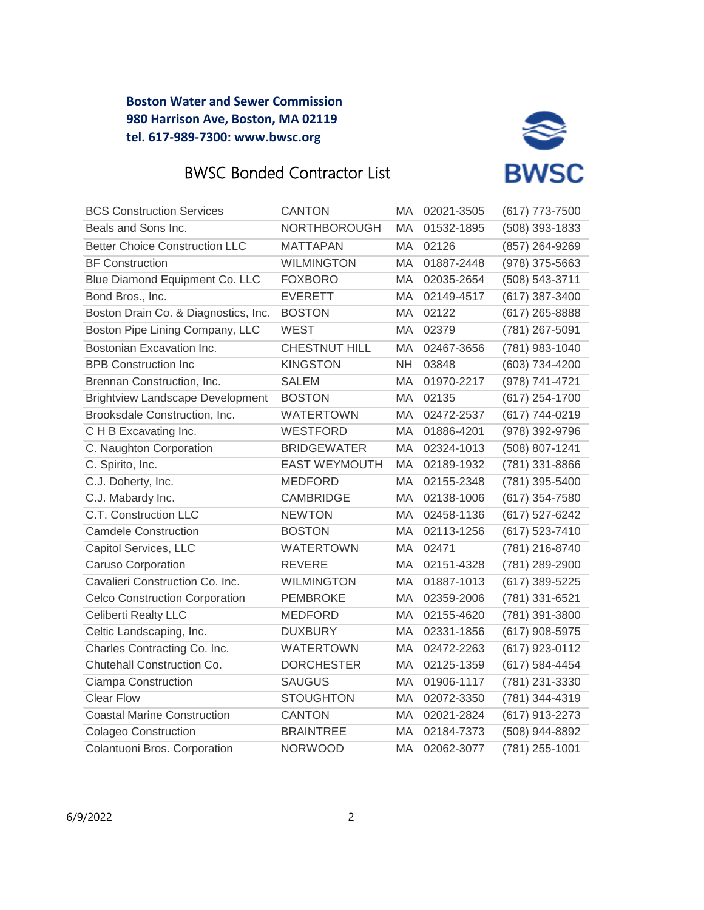**Boston Water and Sewer Commission**
**980 Harrison Ave, Boston, MA 02119**
**tel. 617-989-7300: www.bwsc.org**

# BWSC Bonded Contractor List

| | | | | |
|---|---|---|---|---|
| BCS Construction Services | CANTON | MA | 02021-3505 | (617) 773-7500 |
| Beals and Sons Inc. | NORTHBOROUGH | MA | 01532-1895 | (508) 393-1833 |
| Better Choice Construction LLC | MATTAPAN | MA | 02126 | (857) 264-9269 |
| BF Construction | WILMINGTON | MA | 01887-2448 | (978) 375-5663 |
| Blue Diamond Equipment Co. LLC | FOXBORO | MA | 02035-2654 | (508) 543-3711 |
| Bond Bros., Inc. | EVERETT | MA | 02149-4517 | (617) 387-3400 |
| Boston Drain Co. & Diagnostics, Inc. | BOSTON | MA | 02122 | (617) 265-8888 |
| Boston Pipe Lining Company, LLC | WEST BRIDGEWATER | MA | 02379 | (781) 267-5091 |
| Bostonian Excavation Inc. | CHESTNUT HILL | MA | 02467-3656 | (781) 983-1040 |
| BPB Construction Inc | KINGSTON | NH | 03848 | (603) 734-4200 |
| Brennan Construction, Inc. | SALEM | MA | 01970-2217 | (978) 741-4721 |
| Brightview Landscape Development | BOSTON | MA | 02135 | (617) 254-1700 |
| Brooksdale Construction, Inc. | WATERTOWN | MA | 02472-2537 | (617) 744-0219 |
| C H B Excavating Inc. | WESTFORD | MA | 01886-4201 | (978) 392-9796 |
| C. Naughton Corporation | BRIDGEWATER | MA | 02324-1013 | (508) 807-1241 |
| C. Spirito, Inc. | EAST WEYMOUTH | MA | 02189-1932 | (781) 331-8866 |
| C.J. Doherty, Inc. | MEDFORD | MA | 02155-2348 | (781) 395-5400 |
| C.J. Mabardy Inc. | CAMBRIDGE | MA | 02138-1006 | (617) 354-7580 |
| C.T. Construction LLC | NEWTON | MA | 02458-1136 | (617) 527-6242 |
| Camdele Construction | BOSTON | MA | 02113-1256 | (617) 523-7410 |
| Capitol Services, LLC | WATERTOWN | MA | 02471 | (781) 216-8740 |
| Caruso Corporation | REVERE | MA | 02151-4328 | (781) 289-2900 |
| Cavalieri Construction Co. Inc. | WILMINGTON | MA | 01887-1013 | (617) 389-5225 |
| Celco Construction Corporation | PEMBROKE | MA | 02359-2006 | (781) 331-6521 |
| Celiberti Realty LLC | MEDFORD | MA | 02155-4620 | (781) 391-3800 |
| Celtic Landscaping, Inc. | DUXBURY | MA | 02331-1856 | (617) 908-5975 |
| Charles Contracting Co. Inc. | WATERTOWN | MA | 02472-2263 | (617) 923-0112 |
| Chutehall Construction Co. | DORCHESTER | MA | 02125-1359 | (617) 584-4454 |
| Ciampa Construction | SAUGUS | MA | 01906-1117 | (781) 231-3330 |
| Clear Flow | STOUGHTON | MA | 02072-3350 | (781) 344-4319 |
| Coastal Marine Construction | CANTON | MA | 02021-2824 | (617) 913-2273 |
| Colageo Construction | BRAINTREE | MA | 02184-7373 | (508) 944-8892 |
| Colantuoni Bros. Corporation | NORWOOD | MA | 02062-3077 | (781) 255-1001 |

6/9/2022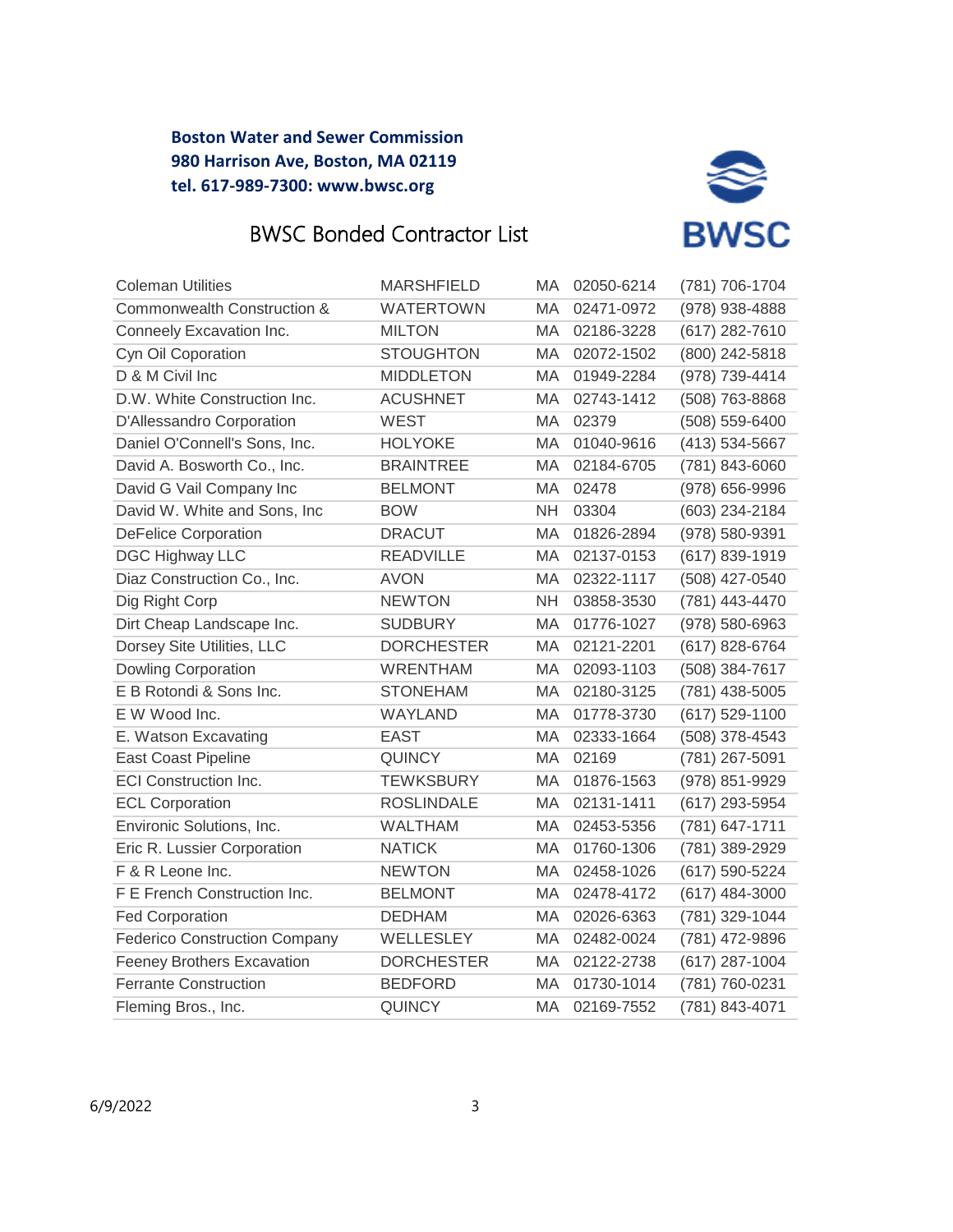**Boston Water and Sewer Commission**
**980 Harrison Ave, Boston, MA 02119**
**tel. 617-989-7300: www.bwsc.org**

# BWSC Bonded Contractor List

| | | | | |
|---|---|---|---|---|
| Coleman Utilities | MARSHFIELD | MA | 02050-6214 | (781) 706-1704 |
| Commonwealth Construction & | WATERTOWN | MA | 02471-0972 | (978) 938-4888 |
| Conneely Excavation Inc. | MILTON | MA | 02186-3228 | (617) 282-7610 |
| Cyn Oil Coporation | STOUGHTON | MA | 02072-1502 | (800) 242-5818 |
| D & M Civil Inc | MIDDLETON | MA | 01949-2284 | (978) 739-4414 |
| D.W. White Construction Inc. | ACUSHNET | MA | 02743-1412 | (508) 763-8868 |
| D'Allessandro Corporation | WEST | MA | 02379 | (508) 559-6400 |
| Daniel O'Connell's Sons, Inc. | HOLYOKE | MA | 01040-9616 | (413) 534-5667 |
| David A. Bosworth Co., Inc. | BRAINTREE | MA | 02184-6705 | (781) 843-6060 |
| David G Vail Company Inc | BELMONT | MA | 02478 | (978) 656-9996 |
| David W. White and Sons, Inc | BOW | NH | 03304 | (603) 234-2184 |
| DeFelice Corporation | DRACUT | MA | 01826-2894 | (978) 580-9391 |
| DGC Highway LLC | READVILLE | MA | 02137-0153 | (617) 839-1919 |
| Diaz Construction Co., Inc. | AVON | MA | 02322-1117 | (508) 427-0540 |
| Dig Right Corp | NEWTON | NH | 03858-3530 | (781) 443-4470 |
| Dirt Cheap Landscape Inc. | SUDBURY | MA | 01776-1027 | (978) 580-6963 |
| Dorsey Site Utilities, LLC | DORCHESTER | MA | 02121-2201 | (617) 828-6764 |
| Dowling Corporation | WRENTHAM | MA | 02093-1103 | (508) 384-7617 |
| E B Rotondi & Sons Inc. | STONEHAM | MA | 02180-3125 | (781) 438-5005 |
| E W Wood Inc. | WAYLAND | MA | 01778-3730 | (617) 529-1100 |
| E. Watson Excavating | EAST | MA | 02333-1664 | (508) 378-4543 |
| East Coast Pipeline | QUINCY | MA | 02169 | (781) 267-5091 |
| ECI Construction Inc. | TEWKSBURY | MA | 01876-1563 | (978) 851-9929 |
| ECL Corporation | ROSLINDALE | MA | 02131-1411 | (617) 293-5954 |
| Environic Solutions, Inc. | WALTHAM | MA | 02453-5356 | (781) 647-1711 |
| Eric R. Lussier Corporation | NATICK | MA | 01760-1306 | (781) 389-2929 |
| F & R Leone Inc. | NEWTON | MA | 02458-1026 | (617) 590-5224 |
| F E French Construction Inc. | BELMONT | MA | 02478-4172 | (617) 484-3000 |
| Fed Corporation | DEDHAM | MA | 02026-6363 | (781) 329-1044 |
| Federico Construction Company | WELLESLEY | MA | 02482-0024 | (781) 472-9896 |
| Feeney Brothers Excavation | DORCHESTER | MA | 02122-2738 | (617) 287-1004 |
| Ferrante Construction | BEDFORD | MA | 01730-1014 | (781) 760-0231 |
| Fleming Bros., Inc. | QUINCY | MA | 02169-7552 | (781) 843-4071 |

6/9/2022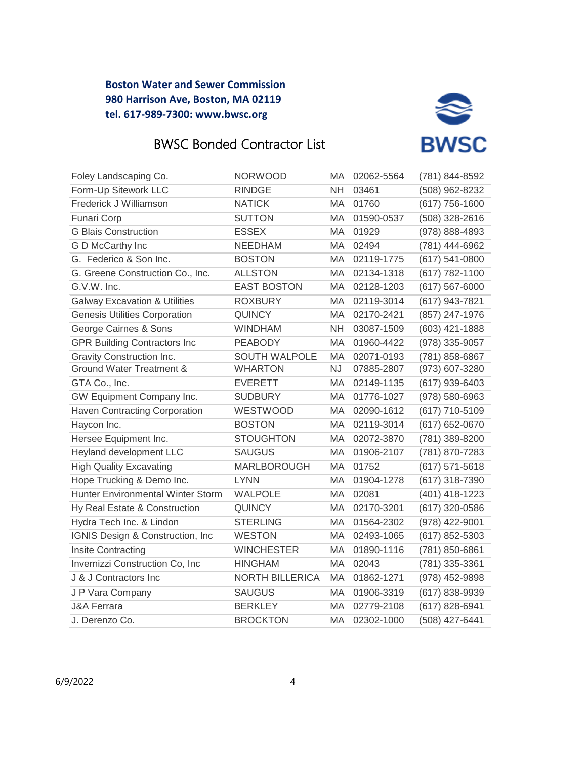**Boston Water and Sewer Commission**
**980 Harrison Ave, Boston, MA 02119**
**tel. 617-989-7300: www.bwsc.org**

# BWSC Bonded Contractor List

| | | | | |
|---|---|---|---|---|
| Foley Landscaping Co. | NORWOOD | MA | 02062-5564 | (781) 844-8592 |
| Form-Up Sitework LLC | RINDGE | NH | 03461 | (508) 962-8232 |
| Frederick J Williamson | NATICK | MA | 01760 | (617) 756-1600 |
| Funari Corp | SUTTON | MA | 01590-0537 | (508) 328-2616 |
| G Blais Construction | ESSEX | MA | 01929 | (978) 888-4893 |
| G D McCarthy Inc | NEEDHAM | MA | 02494 | (781) 444-6962 |
| G. Federico & Son Inc. | BOSTON | MA | 02119-1775 | (617) 541-0800 |
| G. Greene Construction Co., Inc. | ALLSTON | MA | 02134-1318 | (617) 782-1100 |
| G.V.W. Inc. | EAST BOSTON | MA | 02128-1203 | (617) 567-6000 |
| Galway Excavation & Utilities | ROXBURY | MA | 02119-3014 | (617) 943-7821 |
| Genesis Utilities Corporation | QUINCY | MA | 02170-2421 | (857) 247-1976 |
| George Cairnes & Sons | WINDHAM | NH | 03087-1509 | (603) 421-1888 |
| GPR Building Contractors Inc | PEABODY | MA | 01960-4422 | (978) 335-9057 |
| Gravity Construction Inc. | SOUTH WALPOLE | MA | 02071-0193 | (781) 858-6867 |
| Ground Water Treatment & | WHARTON | NJ | 07885-2807 | (973) 607-3280 |
| GTA Co., Inc. | EVERETT | MA | 02149-1135 | (617) 939-6403 |
| GW Equipment Company Inc. | SUDBURY | MA | 01776-1027 | (978) 580-6963 |
| Haven Contracting Corporation | WESTWOOD | MA | 02090-1612 | (617) 710-5109 |
| Haycon Inc. | BOSTON | MA | 02119-3014 | (617) 652-0670 |
| Hersee Equipment Inc. | STOUGHTON | MA | 02072-3870 | (781) 389-8200 |
| Heyland development LLC | SAUGUS | MA | 01906-2107 | (781) 870-7283 |
| High Quality Excavating | MARLBOROUGH | MA | 01752 | (617) 571-5618 |
| Hope Trucking & Demo Inc. | LYNN | MA | 01904-1278 | (617) 318-7390 |
| Hunter Environmental Winter Storm | WALPOLE | MA | 02081 | (401) 418-1223 |
| Hy Real Estate & Construction | QUINCY | MA | 02170-3201 | (617) 320-0586 |
| Hydra Tech Inc. & Lindon | STERLING | MA | 01564-2302 | (978) 422-9001 |
| IGNIS Design & Construction, Inc | WESTON | MA | 02493-1065 | (617) 852-5303 |
| Insite Contracting | WINCHESTER | MA | 01890-1116 | (781) 850-6861 |
| Invernizzi Construction Co, Inc | HINGHAM | MA | 02043 | (781) 335-3361 |
| J & J Contractors Inc | NORTH BILLERICA | MA | 01862-1271 | (978) 452-9898 |
| J P Vara Company | SAUGUS | MA | 01906-3319 | (617) 838-9939 |
| J&A Ferrara | BERKLEY | MA | 02779-2108 | (617) 828-6941 |
| J. Derenzo Co. | BROCKTON | MA | 02302-1000 | (508) 427-6441 |

6/9/2022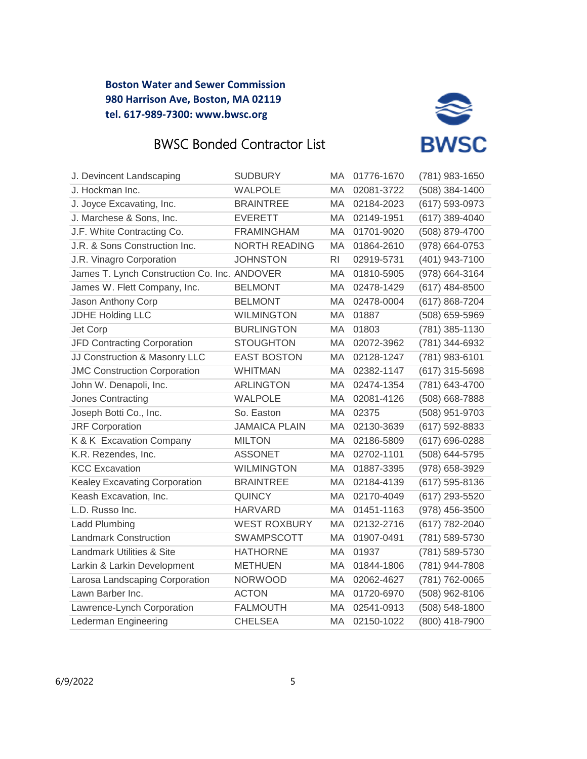**Boston Water and Sewer Commission**
**980 Harrison Ave, Boston, MA 02119**
**tel. 617-989-7300: www.bwsc.org**

# BWSC Bonded Contractor List

| | | | | |
|---|---|---|---|---|
| J. Devincent Landscaping | SUDBURY | MA | 01776-1670 | (781) 983-1650 |
| J. Hockman Inc. | WALPOLE | MA | 02081-3722 | (508) 384-1400 |
| J. Joyce Excavating, Inc. | BRAINTREE | MA | 02184-2023 | (617) 593-0973 |
| J. Marchese & Sons, Inc. | EVERETT | MA | 02149-1951 | (617) 389-4040 |
| J.F. White Contracting Co. | FRAMINGHAM | MA | 01701-9020 | (508) 879-4700 |
| J.R. & Sons Construction Inc. | NORTH READING | MA | 01864-2610 | (978) 664-0753 |
| J.R. Vinagro Corporation | JOHNSTON | RI | 02919-5731 | (401) 943-7100 |
| James T. Lynch Construction Co. Inc. | ANDOVER | MA | 01810-5905 | (978) 664-3164 |
| James W. Flett Company, Inc. | BELMONT | MA | 02478-1429 | (617) 484-8500 |
| Jason Anthony Corp | BELMONT | MA | 02478-0004 | (617) 868-7204 |
| JDHE Holding LLC | WILMINGTON | MA | 01887 | (508) 659-5969 |
| Jet Corp | BURLINGTON | MA | 01803 | (781) 385-1130 |
| JFD Contracting Corporation | STOUGHTON | MA | 02072-3962 | (781) 344-6932 |
| JJ Construction & Masonry LLC | EAST BOSTON | MA | 02128-1247 | (781) 983-6101 |
| JMC Construction Corporation | WHITMAN | MA | 02382-1147 | (617) 315-5698 |
| John W. Denapoli, Inc. | ARLINGTON | MA | 02474-1354 | (781) 643-4700 |
| Jones Contracting | WALPOLE | MA | 02081-4126 | (508) 668-7888 |
| Joseph Botti Co., Inc. | So. Easton | MA | 02375 | (508) 951-9703 |
| JRF Corporation | JAMAICA PLAIN | MA | 02130-3639 | (617) 592-8833 |
| K & K Excavation Company | MILTON | MA | 02186-5809 | (617) 696-0288 |
| K.R. Rezendes, Inc. | ASSONET | MA | 02702-1101 | (508) 644-5795 |
| KCC Excavation | WILMINGTON | MA | 01887-3395 | (978) 658-3929 |
| Kealey Excavating Corporation | BRAINTREE | MA | 02184-4139 | (617) 595-8136 |
| Keash Excavation, Inc. | QUINCY | MA | 02170-4049 | (617) 293-5520 |
| L.D. Russo Inc. | HARVARD | MA | 01451-1163 | (978) 456-3500 |
| Ladd Plumbing | WEST ROXBURY | MA | 02132-2716 | (617) 782-2040 |
| Landmark Construction | SWAMPSCOTT | MA | 01907-0491 | (781) 589-5730 |
| Landmark Utilities & Site | HATHORNE | MA | 01937 | (781) 589-5730 |
| Larkin & Larkin Development | METHUEN | MA | 01844-1806 | (781) 944-7808 |
| Larosa Landscaping Corporation | NORWOOD | MA | 02062-4627 | (781) 762-0065 |
| Lawn Barber Inc. | ACTON | MA | 01720-6970 | (508) 962-8106 |
| Lawrence-Lynch Corporation | FALMOUTH | MA | 02541-0913 | (508) 548-1800 |
| Lederman Engineering | CHELSEA | MA | 02150-1022 | (800) 418-7900 |

6/9/2022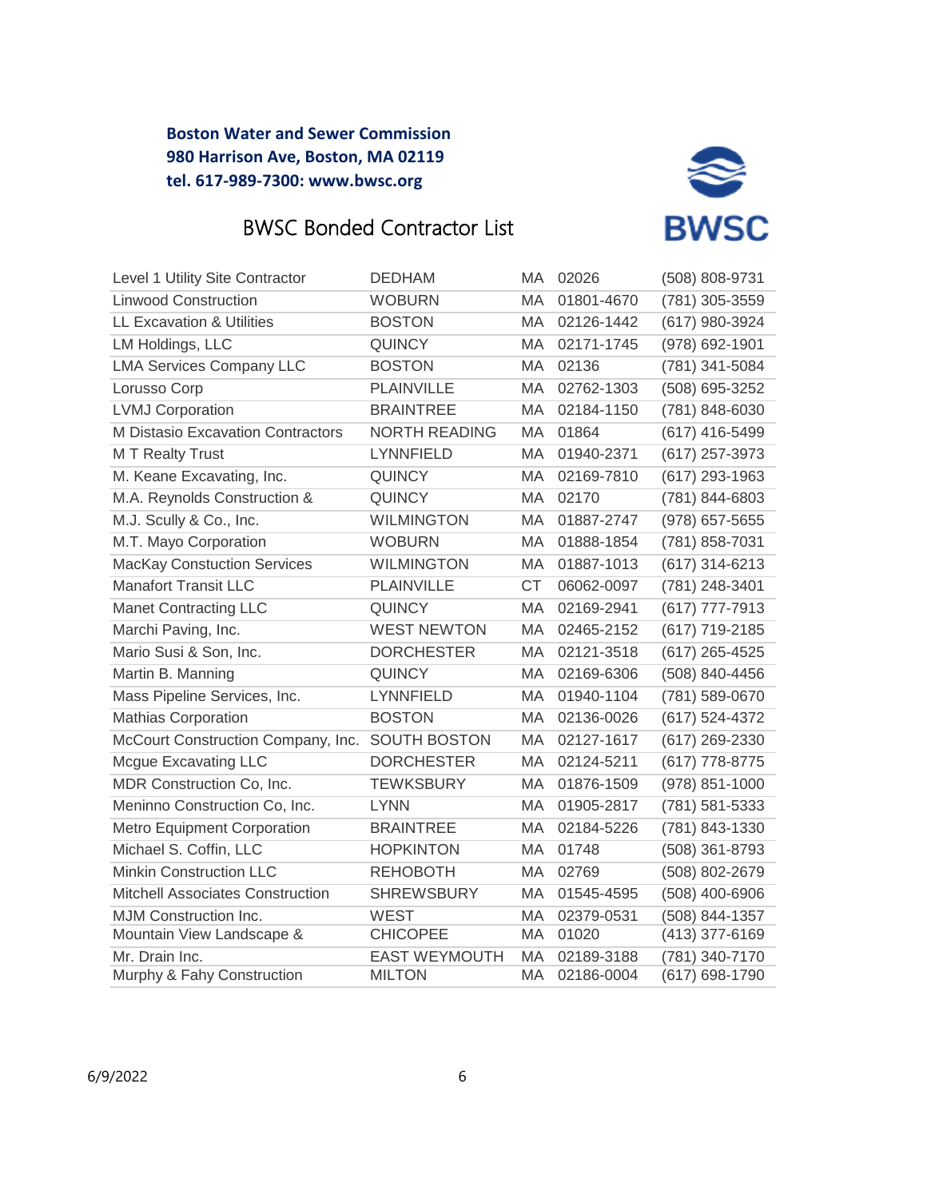**Boston Water and Sewer Commission**
**980 Harrison Ave, Boston, MA 02119**
**tel. 617-989-7300: www.bwsc.org**

# BWSC Bonded Contractor List

| | | | | |
|---|---|---|---|---|
| Level 1 Utility Site Contractor | DEDHAM | MA | 02026 | (508) 808-9731 |
| Linwood Construction | WOBURN | MA | 01801-4670 | (781) 305-3559 |
| LL Excavation & Utilities | BOSTON | MA | 02126-1442 | (617) 980-3924 |
| LM Holdings, LLC | QUINCY | MA | 02171-1745 | (978) 692-1901 |
| LMA Services Company LLC | BOSTON | MA | 02136 | (781) 341-5084 |
| Lorusso Corp | PLAINVILLE | MA | 02762-1303 | (508) 695-3252 |
| LVMJ Corporation | BRAINTREE | MA | 02184-1150 | (781) 848-6030 |
| M Distasio Excavation Contractors | NORTH READING | MA | 01864 | (617) 416-5499 |
| M T Realty Trust | LYNNFIELD | MA | 01940-2371 | (617) 257-3973 |
| M. Keane Excavating, Inc. | QUINCY | MA | 02169-7810 | (617) 293-1963 |
| M.A. Reynolds Construction & | QUINCY | MA | 02170 | (781) 844-6803 |
| M.J. Scully & Co., Inc. | WILMINGTON | MA | 01887-2747 | (978) 657-5655 |
| M.T. Mayo Corporation | WOBURN | MA | 01888-1854 | (781) 858-7031 |
| MacKay Constuction Services | WILMINGTON | MA | 01887-1013 | (617) 314-6213 |
| Manafort Transit LLC | PLAINVILLE | CT | 06062-0097 | (781) 248-3401 |
| Manet Contracting LLC | QUINCY | MA | 02169-2941 | (617) 777-7913 |
| Marchi Paving, Inc. | WEST NEWTON | MA | 02465-2152 | (617) 719-2185 |
| Mario Susi & Son, Inc. | DORCHESTER | MA | 02121-3518 | (617) 265-4525 |
| Martin B. Manning | QUINCY | MA | 02169-6306 | (508) 840-4456 |
| Mass Pipeline Services, Inc. | LYNNFIELD | MA | 01940-1104 | (781) 589-0670 |
| Mathias Corporation | BOSTON | MA | 02136-0026 | (617) 524-4372 |
| McCourt Construction Company, Inc. | SOUTH BOSTON | MA | 02127-1617 | (617) 269-2330 |
| Mcgue Excavating LLC | DORCHESTER | MA | 02124-5211 | (617) 778-8775 |
| MDR Construction Co, Inc. | TEWKSBURY | MA | 01876-1509 | (978) 851-1000 |
| Meninno Construction Co, Inc. | LYNN | MA | 01905-2817 | (781) 581-5333 |
| Metro Equipment Corporation | BRAINTREE | MA | 02184-5226 | (781) 843-1330 |
| Michael S. Coffin, LLC | HOPKINTON | MA | 01748 | (508) 361-8793 |
| Minkin Construction LLC | REHOBOTH | MA | 02769 | (508) 802-2679 |
| Mitchell Associates Construction | SHREWSBURY | MA | 01545-4595 | (508) 400-6906 |
| MJM Construction Inc. | WEST | MA | 02379-0531 | (508) 844-1357 |
| Mountain View Landscape & | CHICOPEE | MA | 01020 | (413) 377-6169 |
| Mr. Drain Inc. | EAST WEYMOUTH | MA | 02189-3188 | (781) 340-7170 |
| Murphy & Fahy Construction | MILTON | MA | 02186-0004 | (617) 698-1790 |

6/9/2022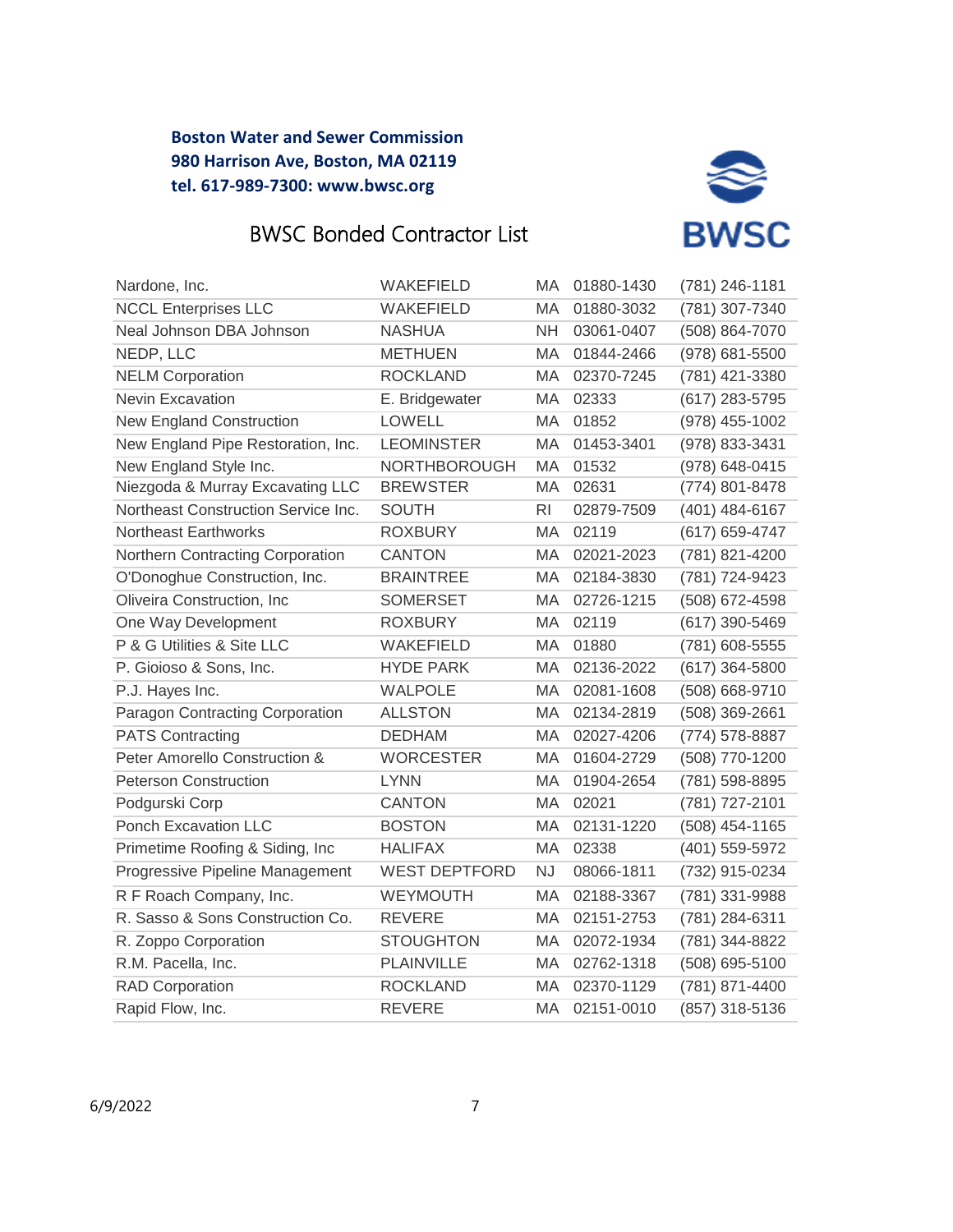**Boston Water and Sewer Commission**
**980 Harrison Ave, Boston, MA 02119**
**tel. 617-989-7300: www.bwsc.org**

# BWSC Bonded Contractor List

| | | | | |
|---|---|---|---|---|
| Nardone, Inc. | WAKEFIELD | MA | 01880-1430 | (781) 246-1181 |
| NCCL Enterprises LLC | WAKEFIELD | MA | 01880-3032 | (781) 307-7340 |
| Neal Johnson DBA Johnson | NASHUA | NH | 03061-0407 | (508) 864-7070 |
| NEDP, LLC | METHUEN | MA | 01844-2466 | (978) 681-5500 |
| NELM Corporation | ROCKLAND | MA | 02370-7245 | (781) 421-3380 |
| Nevin Excavation | E. Bridgewater | MA | 02333 | (617) 283-5795 |
| New England Construction | LOWELL | MA | 01852 | (978) 455-1002 |
| New England Pipe Restoration, Inc. | LEOMINSTER | MA | 01453-3401 | (978) 833-3431 |
| New England Style Inc. | NORTHBOROUGH | MA | 01532 | (978) 648-0415 |
| Niezgoda & Murray Excavating LLC | BREWSTER | MA | 02631 | (774) 801-8478 |
| Northeast Construction Service Inc. | SOUTH | RI | 02879-7509 | (401) 484-6167 |
| Northeast Earthworks | ROXBURY | MA | 02119 | (617) 659-4747 |
| Northern Contracting Corporation | CANTON | MA | 02021-2023 | (781) 821-4200 |
| O'Donoghue Construction, Inc. | BRAINTREE | MA | 02184-3830 | (781) 724-9423 |
| Oliveira Construction, Inc | SOMERSET | MA | 02726-1215 | (508) 672-4598 |
| One Way Development | ROXBURY | MA | 02119 | (617) 390-5469 |
| P & G Utilities & Site LLC | WAKEFIELD | MA | 01880 | (781) 608-5555 |
| P. Gioioso & Sons, Inc. | HYDE PARK | MA | 02136-2022 | (617) 364-5800 |
| P.J. Hayes Inc. | WALPOLE | MA | 02081-1608 | (508) 668-9710 |
| Paragon Contracting Corporation | ALLSTON | MA | 02134-2819 | (508) 369-2661 |
| PATS Contracting | DEDHAM | MA | 02027-4206 | (774) 578-8887 |
| Peter Amorello Construction & | WORCESTER | MA | 01604-2729 | (508) 770-1200 |
| Peterson Construction | LYNN | MA | 01904-2654 | (781) 598-8895 |
| Podgurski Corp | CANTON | MA | 02021 | (781) 727-2101 |
| Ponch Excavation LLC | BOSTON | MA | 02131-1220 | (508) 454-1165 |
| Primetime Roofing & Siding, Inc | HALIFAX | MA | 02338 | (401) 559-5972 |
| Progressive Pipeline Management | WEST DEPTFORD | NJ | 08066-1811 | (732) 915-0234 |
| R F Roach Company, Inc. | WEYMOUTH | MA | 02188-3367 | (781) 331-9988 |
| R. Sasso & Sons Construction Co. | REVERE | MA | 02151-2753 | (781) 284-6311 |
| R. Zoppo Corporation | STOUGHTON | MA | 02072-1934 | (781) 344-8822 |
| R.M. Pacella, Inc. | PLAINVILLE | MA | 02762-1318 | (508) 695-5100 |
| RAD Corporation | ROCKLAND | MA | 02370-1129 | (781) 871-4400 |
| Rapid Flow, Inc. | REVERE | MA | 02151-0010 | (857) 318-5136 |

6/9/2022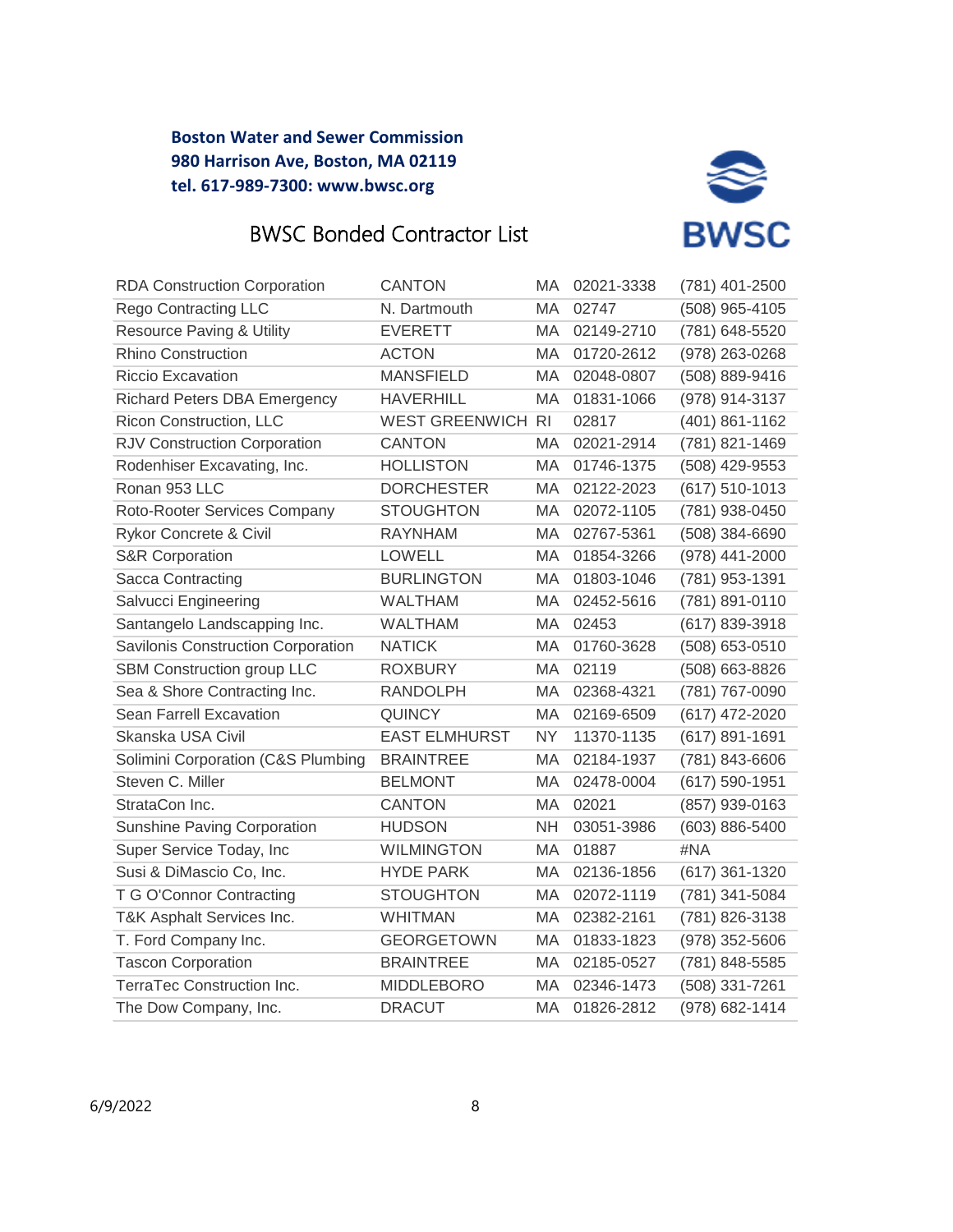**Boston Water and Sewer Commission**
**980 Harrison Ave, Boston, MA 02119**
**tel. 617-989-7300: www.bwsc.org**

# BWSC Bonded Contractor List

| | | | | |
|---|---|---|---|---|
| RDA Construction Corporation | CANTON | MA | 02021-3338 | (781) 401-2500 |
| Rego Contracting LLC | N. Dartmouth | MA | 02747 | (508) 965-4105 |
| Resource Paving & Utility | EVERETT | MA | 02149-2710 | (781) 648-5520 |
| Rhino Construction | ACTON | MA | 01720-2612 | (978) 263-0268 |
| Riccio Excavation | MANSFIELD | MA | 02048-0807 | (508) 889-9416 |
| Richard Peters DBA Emergency | HAVERHILL | MA | 01831-1066 | (978) 914-3137 |
| Ricon Construction, LLC | WEST GREENWICH | RI | 02817 | (401) 861-1162 |
| RJV Construction Corporation | CANTON | MA | 02021-2914 | (781) 821-1469 |
| Rodenhiser Excavating, Inc. | HOLLISTON | MA | 01746-1375 | (508) 429-9553 |
| Ronan 953 LLC | DORCHESTER | MA | 02122-2023 | (617) 510-1013 |
| Roto-Rooter Services Company | STOUGHTON | MA | 02072-1105 | (781) 938-0450 |
| Rykor Concrete & Civil | RAYNHAM | MA | 02767-5361 | (508) 384-6690 |
| S&R Corporation | LOWELL | MA | 01854-3266 | (978) 441-2000 |
| Sacca Contracting | BURLINGTON | MA | 01803-1046 | (781) 953-1391 |
| Salvucci Engineering | WALTHAM | MA | 02452-5616 | (781) 891-0110 |
| Santangelo Landscapping Inc. | WALTHAM | MA | 02453 | (617) 839-3918 |
| Savilonis Construction Corporation | NATICK | MA | 01760-3628 | (508) 653-0510 |
| SBM Construction group LLC | ROXBURY | MA | 02119 | (508) 663-8826 |
| Sea & Shore Contracting Inc. | RANDOLPH | MA | 02368-4321 | (781) 767-0090 |
| Sean Farrell Excavation | QUINCY | MA | 02169-6509 | (617) 472-2020 |
| Skanska USA Civil | EAST ELMHURST | NY | 11370-1135 | (617) 891-1691 |
| Solimini Corporation (C&S Plumbing | BRAINTREE | MA | 02184-1937 | (781) 843-6606 |
| Steven C. Miller | BELMONT | MA | 02478-0004 | (617) 590-1951 |
| StrataCon Inc. | CANTON | MA | 02021 | (857) 939-0163 |
| Sunshine Paving Corporation | HUDSON | NH | 03051-3986 | (603) 886-5400 |
| Super Service Today, Inc | WILMINGTON | MA | 01887 | #NA |
| Susi & DiMascio Co, Inc. | HYDE PARK | MA | 02136-1856 | (617) 361-1320 |
| T G O'Connor Contracting | STOUGHTON | MA | 02072-1119 | (781) 341-5084 |
| T&K Asphalt Services Inc. | WHITMAN | MA | 02382-2161 | (781) 826-3138 |
| T. Ford Company Inc. | GEORGETOWN | MA | 01833-1823 | (978) 352-5606 |
| Tascon Corporation | BRAINTREE | MA | 02185-0527 | (781) 848-5585 |
| TerraTec Construction Inc. | MIDDLEBORO | MA | 02346-1473 | (508) 331-7261 |
| The Dow Company, Inc. | DRACUT | MA | 01826-2812 | (978) 682-1414 |

6/9/2022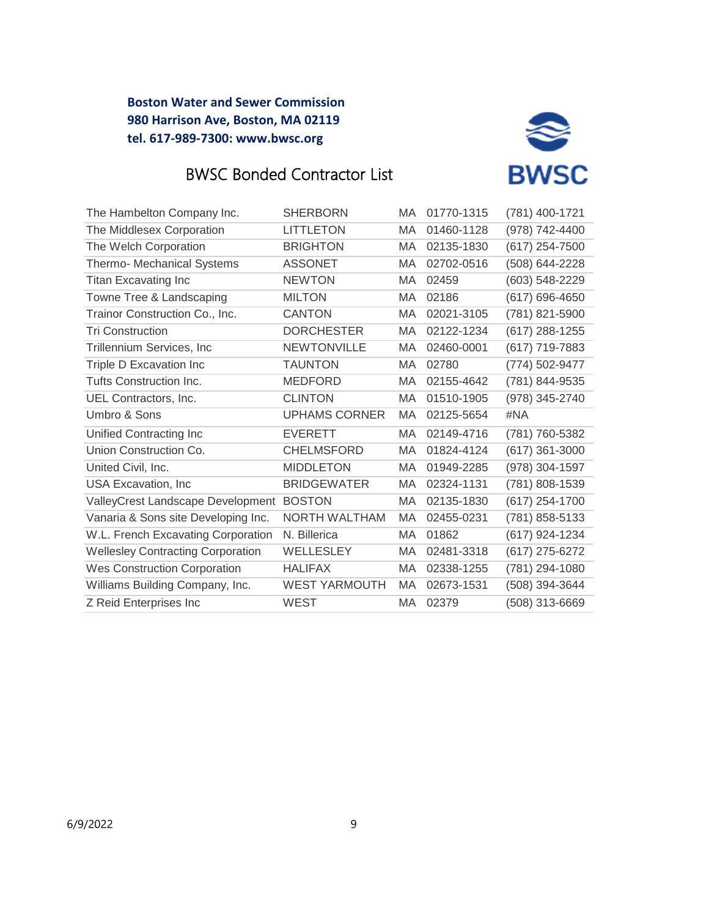**Boston Water and Sewer Commission**
**980 Harrison Ave, Boston, MA 02119**
**tel. 617-989-7300: www.bwsc.org**

BWSC

# BWSC Bonded Contractor List

| | | | | |
|---|---|---|---|---|
| The Hambelton Company Inc. | SHERBORN | MA | 01770-1315 | (781) 400-1721 |
| The Middlesex Corporation | LITTLETON | MA | 01460-1128 | (978) 742-4400 |
| The Welch Corporation | BRIGHTON | MA | 02135-1830 | (617) 254-7500 |
| Thermo- Mechanical Systems | ASSONET | MA | 02702-0516 | (508) 644-2228 |
| Titan Excavating Inc | NEWTON | MA | 02459 | (603) 548-2229 |
| Towne Tree & Landscaping | MILTON | MA | 02186 | (617) 696-4650 |
| Trainor Construction Co., Inc. | CANTON | MA | 02021-3105 | (781) 821-5900 |
| Tri Construction | DORCHESTER | MA | 02122-1234 | (617) 288-1255 |
| Trillennium Services, Inc | NEWTONVILLE | MA | 02460-0001 | (617) 719-7883 |
| Triple D Excavation Inc | TAUNTON | MA | 02780 | (774) 502-9477 |
| Tufts Construction Inc. | MEDFORD | MA | 02155-4642 | (781) 844-9535 |
| UEL Contractors, Inc. | CLINTON | MA | 01510-1905 | (978) 345-2740 |
| Umbro & Sons | UPHAMS CORNER | MA | 02125-5654 | #NA |
| Unified Contracting Inc | EVERETT | MA | 02149-4716 | (781) 760-5382 |
| Union Construction Co. | CHELMSFORD | MA | 01824-4124 | (617) 361-3000 |
| United Civil, Inc. | MIDDLETON | MA | 01949-2285 | (978) 304-1597 |
| USA Excavation, Inc | BRIDGEWATER | MA | 02324-1131 | (781) 808-1539 |
| ValleyCrest Landscape Development | BOSTON | MA | 02135-1830 | (617) 254-1700 |
| Vanaria & Sons site Developing Inc. | NORTH WALTHAM | MA | 02455-0231 | (781) 858-5133 |
| W.L. French Excavating Corporation | N. Billerica | MA | 01862 | (617) 924-1234 |
| Wellesley Contracting Corporation | WELLESLEY | MA | 02481-3318 | (617) 275-6272 |
| Wes Construction Corporation | HALIFAX | MA | 02338-1255 | (781) 294-1080 |
| Williams Building Company, Inc. | WEST YARMOUTH | MA | 02673-1531 | (508) 394-3644 |
| Z Reid Enterprises Inc | WEST | MA | 02379 | (508) 313-6669 |

6/9/2022